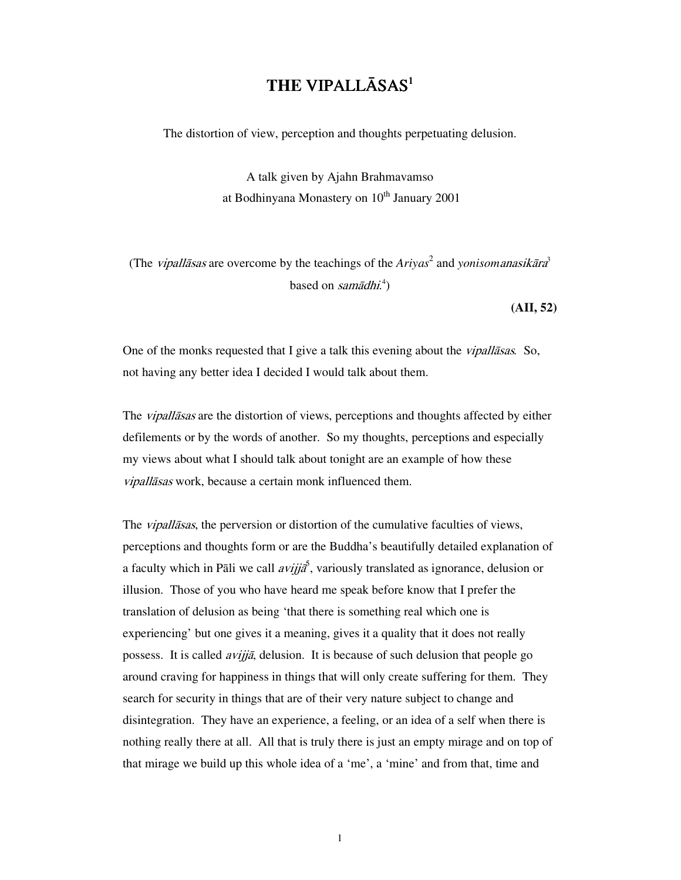# THE VIPALLĀSAS[1]

The distortion of view, perception and thoughts perpetuating delusion.

A talk given by Ajahn Brahmavamso
at Bodhinyana Monastery on 10th January 2001

(The *vipallāsas* are overcome by the teachings of the *Ariyas*[2] and *yonisomanasikāra*[3] based on *samādhi*.[4])

**(AII, 52)**

One of the monks requested that I give a talk this evening about the *vipallāsas*. So, not having any better idea I decided I would talk about them.

The *vipallāsas* are the distortion of views, perceptions and thoughts affected by either defilements or by the words of another. So my thoughts, perceptions and especially my views about what I should talk about tonight are an example of how these *vipallāsas* work, because a certain monk influenced them.

The *vipallāsas*, the perversion or distortion of the cumulative faculties of views, perceptions and thoughts form or are the Buddha's beautifully detailed explanation of a faculty which in Pāli we call *avijjā*[5], variously translated as ignorance, delusion or illusion. Those of you who have heard me speak before know that I prefer the translation of delusion as being 'that there is something real which one is experiencing' but one gives it a meaning, gives it a quality that it does not really possess. It is called *avijjā*, delusion. It is because of such delusion that people go around craving for happiness in things that will only create suffering for them. They search for security in things that are of their very nature subject to change and disintegration. They have an experience, a feeling, or an idea of a self when there is nothing really there at all. All that is truly there is just an empty mirage and on top of that mirage we build up this whole idea of a 'me', a 'mine' and from that, time and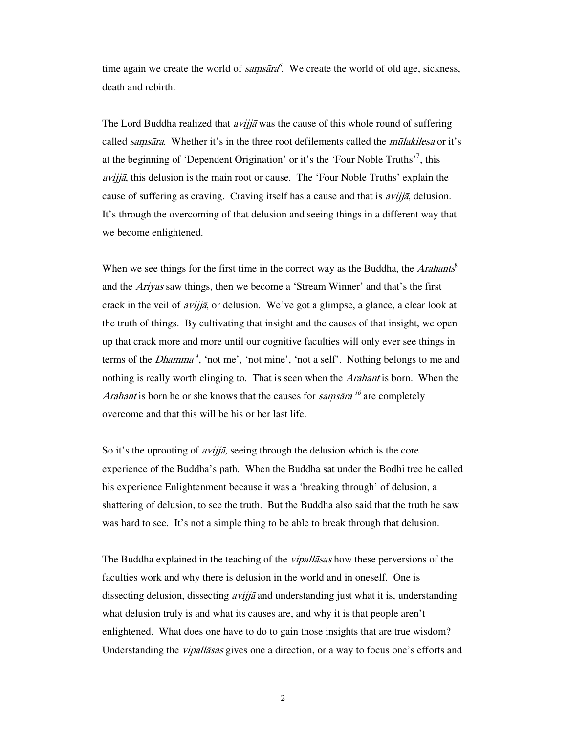time again we create the world of *saṃsāra*[6]. We create the world of old age, sickness, death and rebirth.

The Lord Buddha realized that *avijjā* was the cause of this whole round of suffering called *saṃsāra*. Whether it's in the three root defilements called the *mūlakilesa* or it's at the beginning of 'Dependent Origination' or it's the 'Four Noble Truths'[7], this *avijjā*, this delusion is the main root or cause. The 'Four Noble Truths' explain the cause of suffering as craving. Craving itself has a cause and that is *avijjā*, delusion. It's through the overcoming of that delusion and seeing things in a different way that we become enlightened.

When we see things for the first time in the correct way as the Buddha, the *Arahants*[8] and the *Ariyas* saw things, then we become a 'Stream Winner' and that's the first crack in the veil of *avijjā*, or delusion. We've got a glimpse, a glance, a clear look at the truth of things. By cultivating that insight and the causes of that insight, we open up that crack more and more until our cognitive faculties will only ever see things in terms of the *Dhamma*[9], 'not me', 'not mine', 'not a self'. Nothing belongs to me and nothing is really worth clinging to. That is seen when the *Arahant* is born. When the *Arahant* is born he or she knows that the causes for *saṃsāra*[10] are completely overcome and that this will be his or her last life.

So it's the uprooting of *avijjā*, seeing through the delusion which is the core experience of the Buddha's path. When the Buddha sat under the Bodhi tree he called his experience Enlightenment because it was a 'breaking through' of delusion, a shattering of delusion, to see the truth. But the Buddha also said that the truth he saw was hard to see. It's not a simple thing to be able to break through that delusion.

The Buddha explained in the teaching of the *vipallāsas* how these perversions of the faculties work and why there is delusion in the world and in oneself. One is dissecting delusion, dissecting *avijjā* and understanding just what it is, understanding what delusion truly is and what its causes are, and why it is that people aren't enlightened. What does one have to do to gain those insights that are true wisdom? Understanding the *vipallāsas* gives one a direction, or a way to focus one's efforts and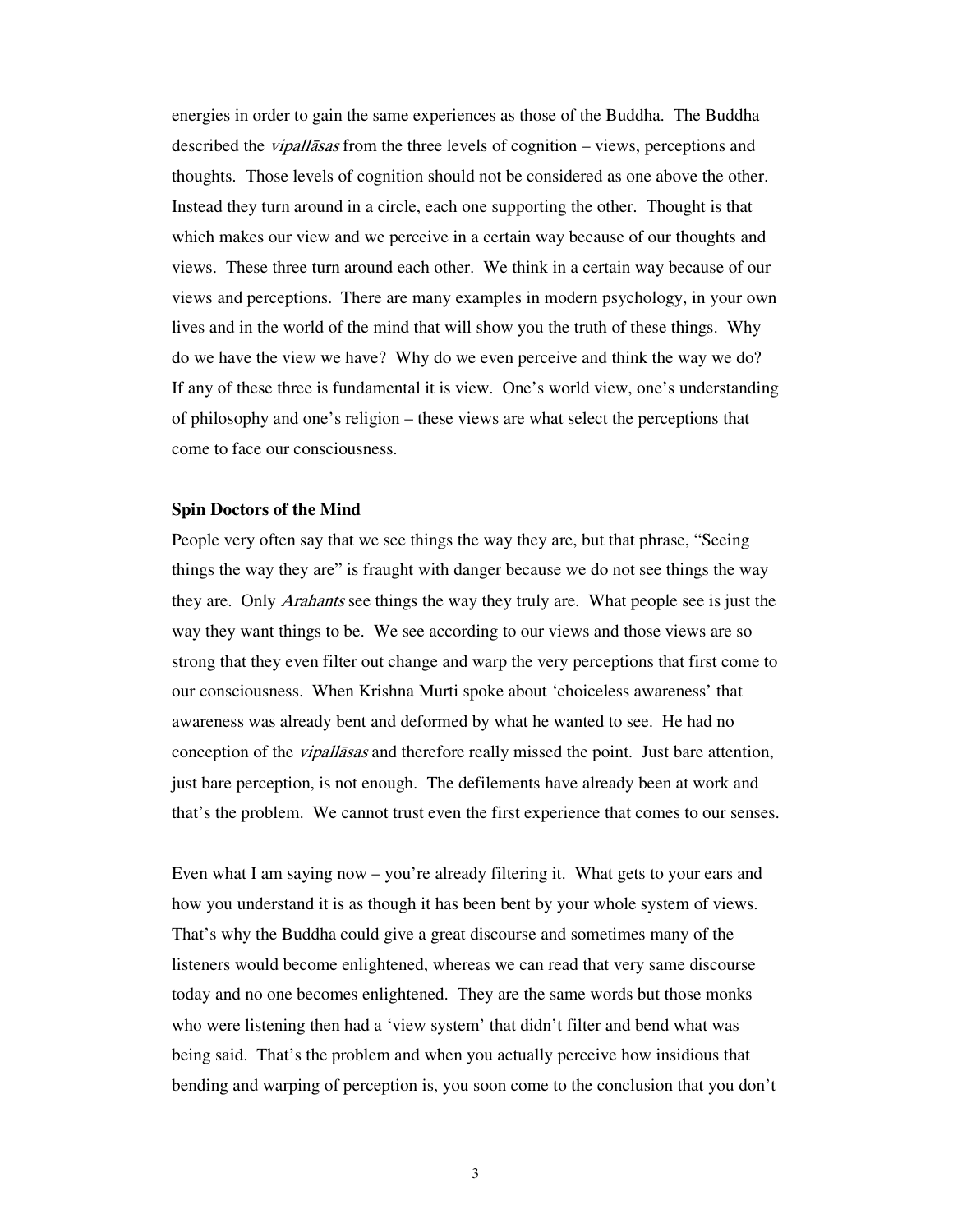energies in order to gain the same experiences as those of the Buddha. The Buddha described the *vipallāsas* from the three levels of cognition – views, perceptions and thoughts. Those levels of cognition should not be considered as one above the other. Instead they turn around in a circle, each one supporting the other. Thought is that which makes our view and we perceive in a certain way because of our thoughts and views. These three turn around each other. We think in a certain way because of our views and perceptions. There are many examples in modern psychology, in your own lives and in the world of the mind that will show you the truth of these things. Why do we have the view we have? Why do we even perceive and think the way we do? If any of these three is fundamental it is view. One's world view, one's understanding of philosophy and one's religion – these views are what select the perceptions that come to face our consciousness.

**Spin Doctors of the Mind**

People very often say that we see things the way they are, but that phrase, "Seeing things the way they are" is fraught with danger because we do not see things the way they are. Only *Arahants* see things the way they truly are. What people see is just the way they want things to be. We see according to our views and those views are so strong that they even filter out change and warp the very perceptions that first come to our consciousness. When Krishna Murti spoke about 'choiceless awareness' that awareness was already bent and deformed by what he wanted to see. He had no conception of the *vipallāsas* and therefore really missed the point. Just bare attention, just bare perception, is not enough. The defilements have already been at work and that's the problem. We cannot trust even the first experience that comes to our senses.

Even what I am saying now – you're already filtering it. What gets to your ears and how you understand it is as though it has been bent by your whole system of views. That's why the Buddha could give a great discourse and sometimes many of the listeners would become enlightened, whereas we can read that very same discourse today and no one becomes enlightened. They are the same words but those monks who were listening then had a 'view system' that didn't filter and bend what was being said. That's the problem and when you actually perceive how insidious that bending and warping of perception is, you soon come to the conclusion that you don't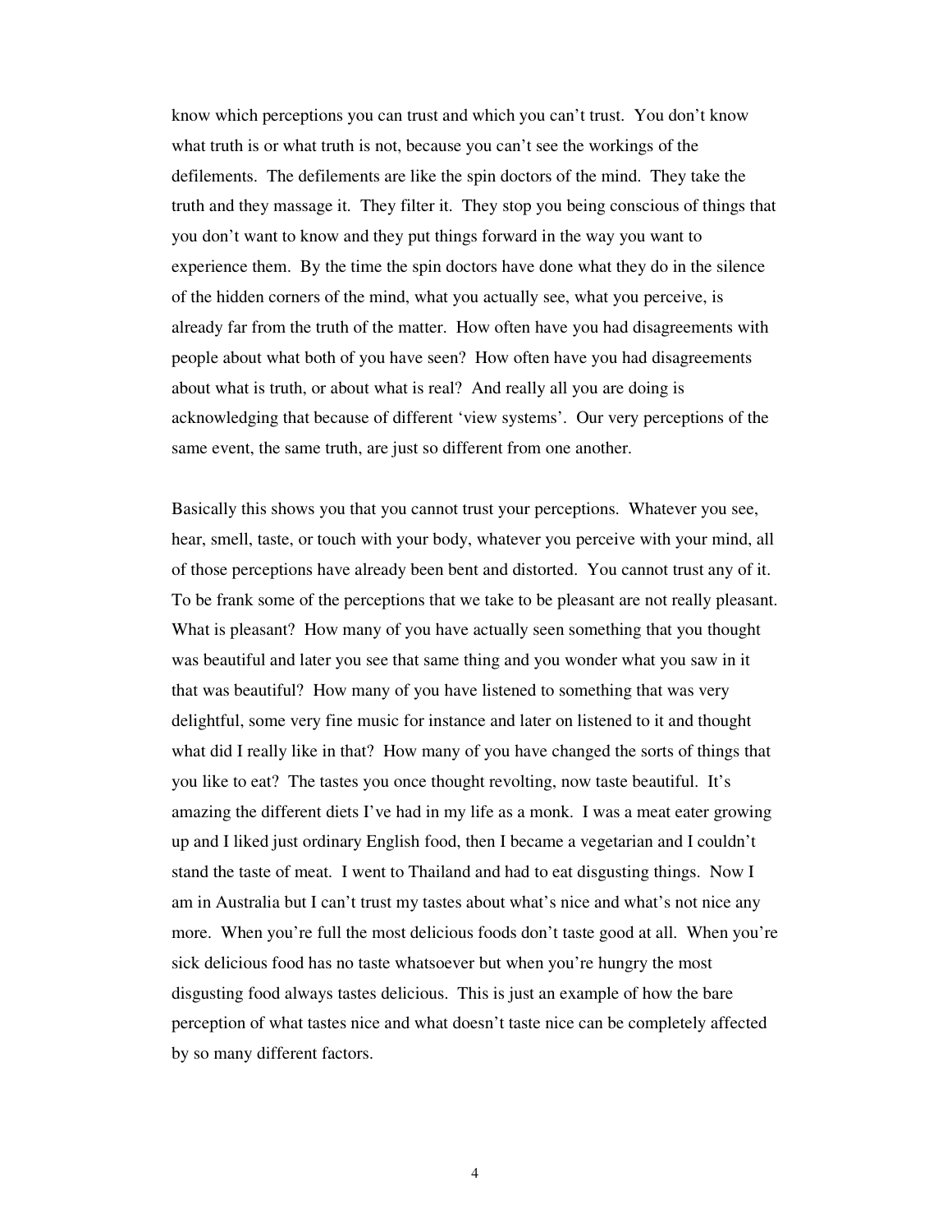know which perceptions you can trust and which you can't trust. You don't know what truth is or what truth is not, because you can't see the workings of the defilements. The defilements are like the spin doctors of the mind. They take the truth and they massage it. They filter it. They stop you being conscious of things that you don't want to know and they put things forward in the way you want to experience them. By the time the spin doctors have done what they do in the silence of the hidden corners of the mind, what you actually see, what you perceive, is already far from the truth of the matter. How often have you had disagreements with people about what both of you have seen? How often have you had disagreements about what is truth, or about what is real? And really all you are doing is acknowledging that because of different 'view systems'. Our very perceptions of the same event, the same truth, are just so different from one another.

Basically this shows you that you cannot trust your perceptions. Whatever you see, hear, smell, taste, or touch with your body, whatever you perceive with your mind, all of those perceptions have already been bent and distorted. You cannot trust any of it. To be frank some of the perceptions that we take to be pleasant are not really pleasant. What is pleasant? How many of you have actually seen something that you thought was beautiful and later you see that same thing and you wonder what you saw in it that was beautiful? How many of you have listened to something that was very delightful, some very fine music for instance and later on listened to it and thought what did I really like in that? How many of you have changed the sorts of things that you like to eat? The tastes you once thought revolting, now taste beautiful. It's amazing the different diets I've had in my life as a monk. I was a meat eater growing up and I liked just ordinary English food, then I became a vegetarian and I couldn't stand the taste of meat. I went to Thailand and had to eat disgusting things. Now I am in Australia but I can't trust my tastes about what's nice and what's not nice any more. When you're full the most delicious foods don't taste good at all. When you're sick delicious food has no taste whatsoever but when you're hungry the most disgusting food always tastes delicious. This is just an example of how the bare perception of what tastes nice and what doesn't taste nice can be completely affected by so many different factors.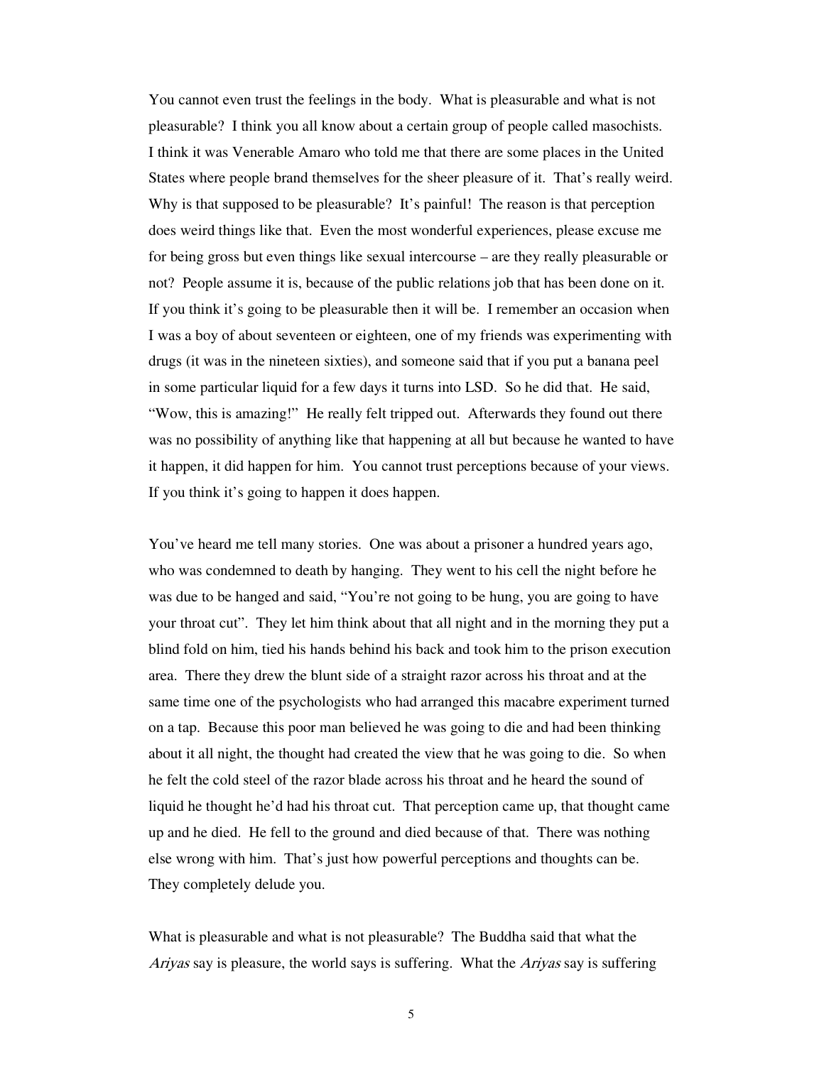You cannot even trust the feelings in the body. What is pleasurable and what is not pleasurable? I think you all know about a certain group of people called masochists. I think it was Venerable Amaro who told me that there are some places in the United States where people brand themselves for the sheer pleasure of it. That's really weird. Why is that supposed to be pleasurable? It's painful! The reason is that perception does weird things like that. Even the most wonderful experiences, please excuse me for being gross but even things like sexual intercourse – are they really pleasurable or not? People assume it is, because of the public relations job that has been done on it. If you think it's going to be pleasurable then it will be. I remember an occasion when I was a boy of about seventeen or eighteen, one of my friends was experimenting with drugs (it was in the nineteen sixties), and someone said that if you put a banana peel in some particular liquid for a few days it turns into LSD. So he did that. He said, "Wow, this is amazing!" He really felt tripped out. Afterwards they found out there was no possibility of anything like that happening at all but because he wanted to have it happen, it did happen for him. You cannot trust perceptions because of your views. If you think it's going to happen it does happen.

You've heard me tell many stories. One was about a prisoner a hundred years ago, who was condemned to death by hanging. They went to his cell the night before he was due to be hanged and said, "You're not going to be hung, you are going to have your throat cut". They let him think about that all night and in the morning they put a blind fold on him, tied his hands behind his back and took him to the prison execution area. There they drew the blunt side of a straight razor across his throat and at the same time one of the psychologists who had arranged this macabre experiment turned on a tap. Because this poor man believed he was going to die and had been thinking about it all night, the thought had created the view that he was going to die. So when he felt the cold steel of the razor blade across his throat and he heard the sound of liquid he thought he'd had his throat cut. That perception came up, that thought came up and he died. He fell to the ground and died because of that. There was nothing else wrong with him. That's just how powerful perceptions and thoughts can be. They completely delude you.

What is pleasurable and what is not pleasurable? The Buddha said that what the *Ariyas* say is pleasure, the world says is suffering. What the *Ariyas* say is suffering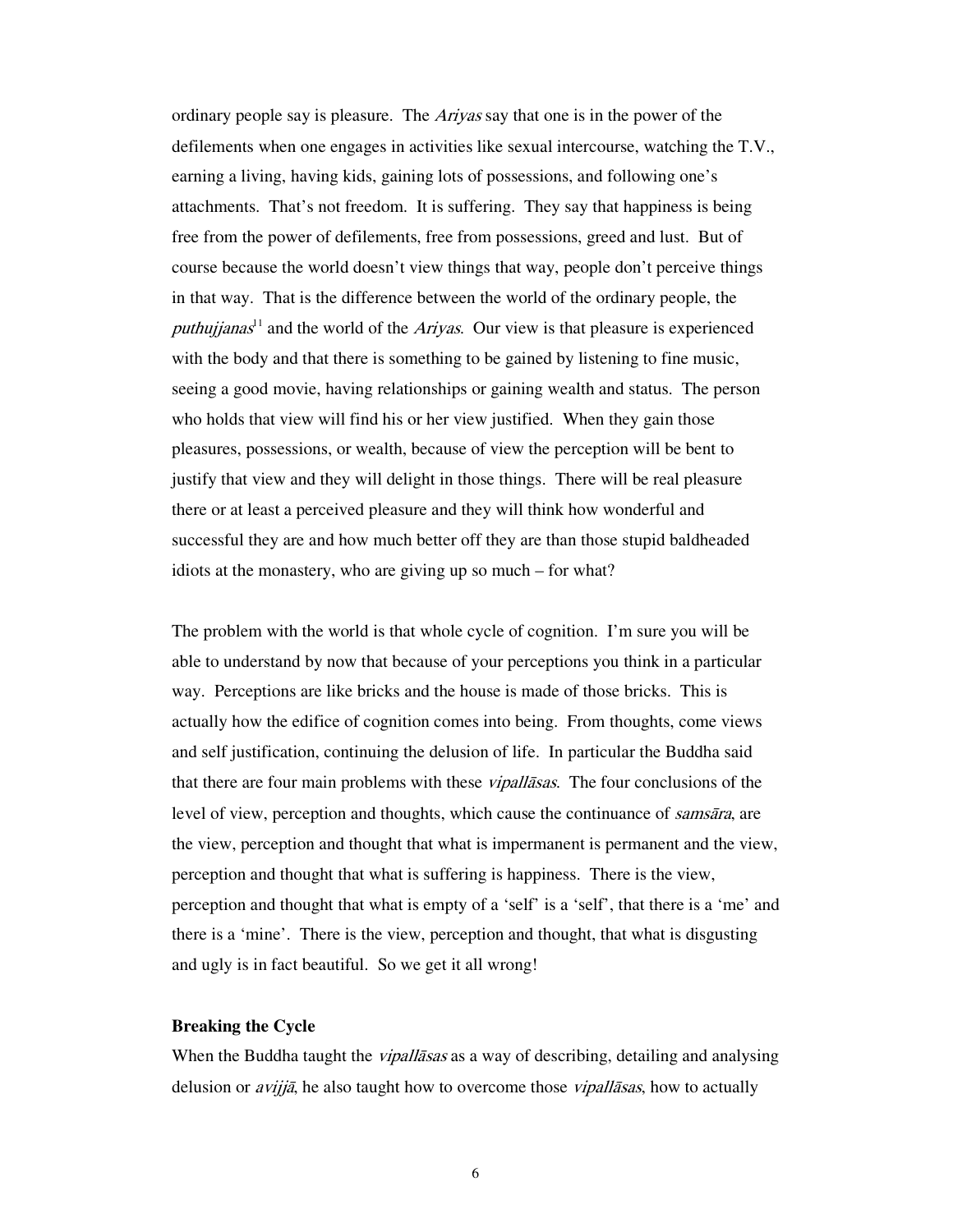ordinary people say is pleasure. The *Ariyas* say that one is in the power of the defilements when one engages in activities like sexual intercourse, watching the T.V., earning a living, having kids, gaining lots of possessions, and following one's attachments. That's not freedom. It is suffering. They say that happiness is being free from the power of defilements, free from possessions, greed and lust. But of course because the world doesn't view things that way, people don't perceive things in that way. That is the difference between the world of the ordinary people, the *puthujjanas*[11] and the world of the *Ariyas*. Our view is that pleasure is experienced with the body and that there is something to be gained by listening to fine music, seeing a good movie, having relationships or gaining wealth and status. The person who holds that view will find his or her view justified. When they gain those pleasures, possessions, or wealth, because of view the perception will be bent to justify that view and they will delight in those things. There will be real pleasure there or at least a perceived pleasure and they will think how wonderful and successful they are and how much better off they are than those stupid baldheaded idiots at the monastery, who are giving up so much – for what?

The problem with the world is that whole cycle of cognition. I'm sure you will be able to understand by now that because of your perceptions you think in a particular way. Perceptions are like bricks and the house is made of those bricks. This is actually how the edifice of cognition comes into being. From thoughts, come views and self justification, continuing the delusion of life. In particular the Buddha said that there are four main problems with these *vipallāsas*. The four conclusions of the level of view, perception and thoughts, which cause the continuance of *samsāra*, are the view, perception and thought that what is impermanent is permanent and the view, perception and thought that what is suffering is happiness. There is the view, perception and thought that what is empty of a 'self' is a 'self', that there is a 'me' and there is a 'mine'. There is the view, perception and thought, that what is disgusting and ugly is in fact beautiful. So we get it all wrong!

**Breaking the Cycle**

When the Buddha taught the *vipallāsas* as a way of describing, detailing and analysing delusion or *avijjā*, he also taught how to overcome those *vipallāsas*, how to actually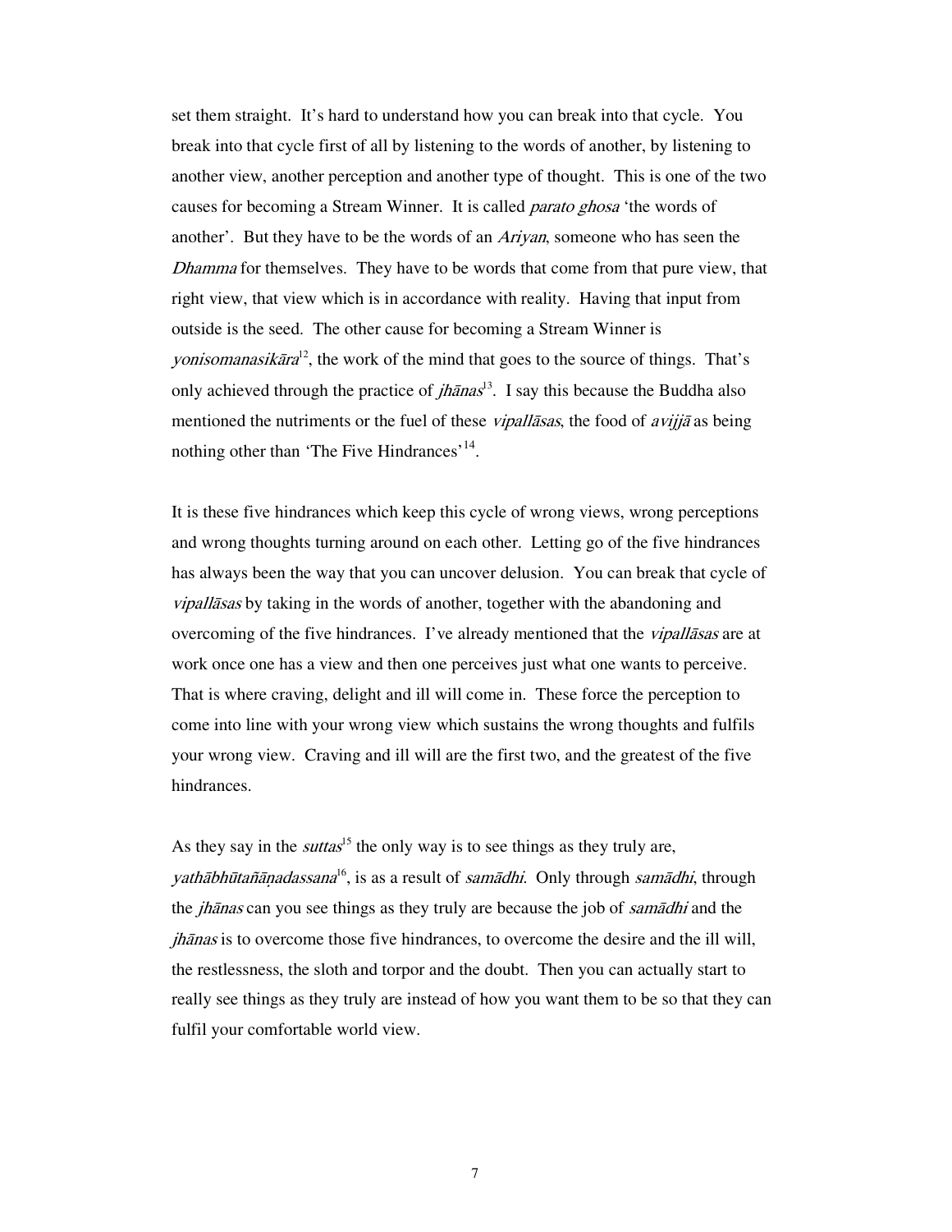set them straight. It's hard to understand how you can break into that cycle. You break into that cycle first of all by listening to the words of another, by listening to another view, another perception and another type of thought. This is one of the two causes for becoming a Stream Winner. It is called *parato ghosa* 'the words of another'. But they have to be the words of an *Ariyan*, someone who has seen the *Dhamma* for themselves. They have to be words that come from that pure view, that right view, that view which is in accordance with reality. Having that input from outside is the seed. The other cause for becoming a Stream Winner is *yonisomanasikāra*[12], the work of the mind that goes to the source of things. That's only achieved through the practice of *jhānas*[13]. I say this because the Buddha also mentioned the nutriments or the fuel of these *vipallāsas*, the food of *avijjā* as being nothing other than 'The Five Hindrances'[14].

It is these five hindrances which keep this cycle of wrong views, wrong perceptions and wrong thoughts turning around on each other. Letting go of the five hindrances has always been the way that you can uncover delusion. You can break that cycle of *vipallāsas* by taking in the words of another, together with the abandoning and overcoming of the five hindrances. I've already mentioned that the *vipallāsas* are at work once one has a view and then one perceives just what one wants to perceive. That is where craving, delight and ill will come in. These force the perception to come into line with your wrong view which sustains the wrong thoughts and fulfils your wrong view. Craving and ill will are the first two, and the greatest of the five hindrances.

As they say in the *suttas*[15] the only way is to see things as they truly are, *yathābhūtañāṇadassana*[16], is as a result of *samādhi*. Only through *samādhi*, through the *jhānas* can you see things as they truly are because the job of *samādhi* and the *jhānas* is to overcome those five hindrances, to overcome the desire and the ill will, the restlessness, the sloth and torpor and the doubt. Then you can actually start to really see things as they truly are instead of how you want them to be so that they can fulfil your comfortable world view.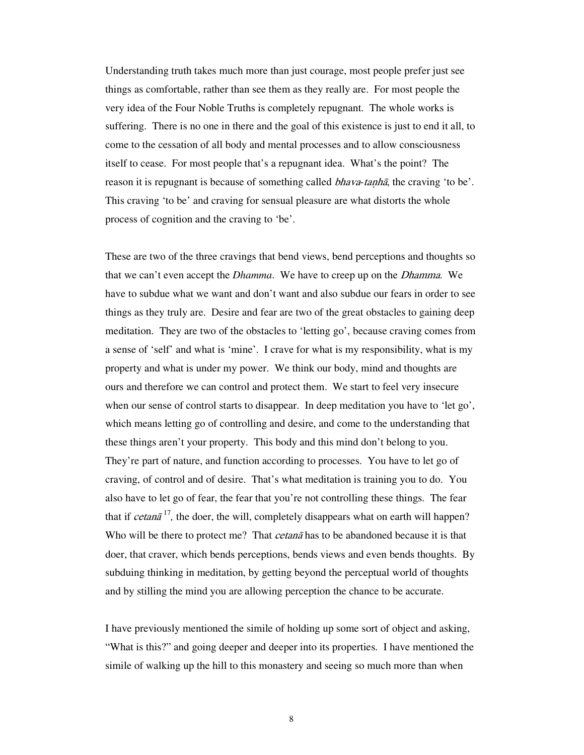Understanding truth takes much more than just courage, most people prefer just see things as comfortable, rather than see them as they really are. For most people the very idea of the Four Noble Truths is completely repugnant. The whole works is suffering. There is no one in there and the goal of this existence is just to end it all, to come to the cessation of all body and mental processes and to allow consciousness itself to cease. For most people that's a repugnant idea. What's the point? The reason it is repugnant is because of something called *bhava-taṇhā*, the craving 'to be'. This craving 'to be' and craving for sensual pleasure are what distorts the whole process of cognition and the craving to 'be'.

These are two of the three cravings that bend views, bend perceptions and thoughts so that we can't even accept the *Dhamma*. We have to creep up on the *Dhamma*. We have to subdue what we want and don't want and also subdue our fears in order to see things as they truly are. Desire and fear are two of the great obstacles to gaining deep meditation. They are two of the obstacles to 'letting go', because craving comes from a sense of 'self' and what is 'mine'. I crave for what is my responsibility, what is my property and what is under my power. We think our body, mind and thoughts are ours and therefore we can control and protect them. We start to feel very insecure when our sense of control starts to disappear. In deep meditation you have to 'let go', which means letting go of controlling and desire, and come to the understanding that these things aren't your property. This body and this mind don't belong to you. They're part of nature, and function according to processes. You have to let go of craving, of control and of desire. That's what meditation is training you to do. You also have to let go of fear, the fear that you're not controlling these things. The fear that if *cetanā*[17], the doer, the will, completely disappears what on earth will happen? Who will be there to protect me? That *cetanā* has to be abandoned because it is that doer, that craver, which bends perceptions, bends views and even bends thoughts. By subduing thinking in meditation, by getting beyond the perceptual world of thoughts and by stilling the mind you are allowing perception the chance to be accurate.

I have previously mentioned the simile of holding up some sort of object and asking, "What is this?" and going deeper and deeper into its properties. I have mentioned the simile of walking up the hill to this monastery and seeing so much more than when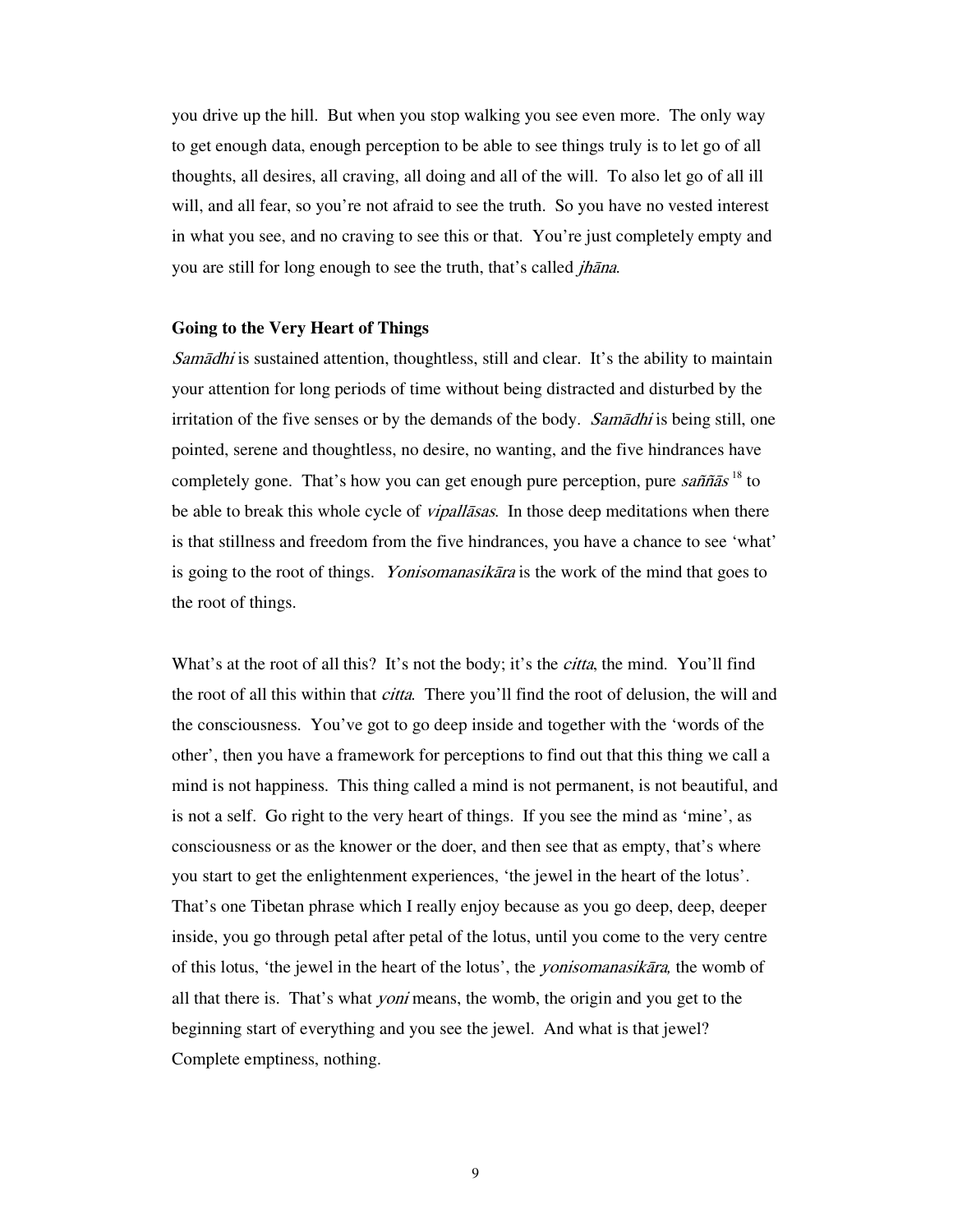you drive up the hill. But when you stop walking you see even more. The only way to get enough data, enough perception to be able to see things truly is to let go of all thoughts, all desires, all craving, all doing and all of the will. To also let go of all ill will, and all fear, so you're not afraid to see the truth. So you have no vested interest in what you see, and no craving to see this or that. You're just completely empty and you are still for long enough to see the truth, that's called *jhāna*.

**Going to the Very Heart of Things**

*Samādhi* is sustained attention, thoughtless, still and clear. It's the ability to maintain your attention for long periods of time without being distracted and disturbed by the irritation of the five senses or by the demands of the body. *Samādhi* is being still, one pointed, serene and thoughtless, no desire, no wanting, and the five hindrances have completely gone. That's how you can get enough pure perception, pure *saññās* [18] to be able to break this whole cycle of *vipallāsas*. In those deep meditations when there is that stillness and freedom from the five hindrances, you have a chance to see 'what' is going to the root of things. *Yonisomanasikāra* is the work of the mind that goes to the root of things.

What's at the root of all this? It's not the body; it's the *citta*, the mind. You'll find the root of all this within that *citta*. There you'll find the root of delusion, the will and the consciousness. You've got to go deep inside and together with the 'words of the other', then you have a framework for perceptions to find out that this thing we call a mind is not happiness. This thing called a mind is not permanent, is not beautiful, and is not a self. Go right to the very heart of things. If you see the mind as 'mine', as consciousness or as the knower or the doer, and then see that as empty, that's where you start to get the enlightenment experiences, 'the jewel in the heart of the lotus'. That's one Tibetan phrase which I really enjoy because as you go deep, deep, deeper inside, you go through petal after petal of the lotus, until you come to the very centre of this lotus, 'the jewel in the heart of the lotus', the *yonisomanasikāra,* the womb of all that there is. That's what *yoni* means, the womb, the origin and you get to the beginning start of everything and you see the jewel. And what is that jewel? Complete emptiness, nothing.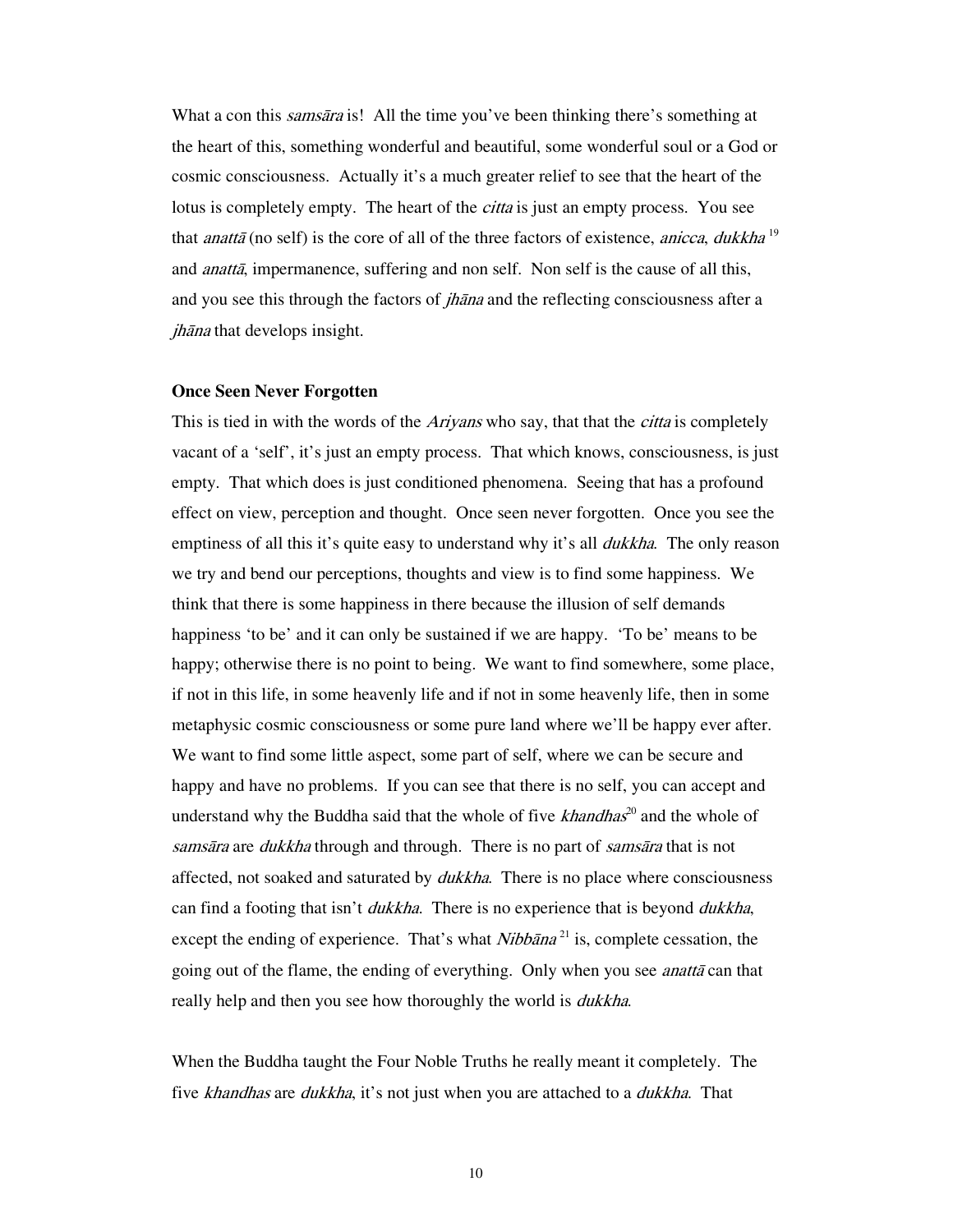What a con this *samsāra* is! All the time you've been thinking there's something at the heart of this, something wonderful and beautiful, some wonderful soul or a God or cosmic consciousness. Actually it's a much greater relief to see that the heart of the lotus is completely empty. The heart of the *citta* is just an empty process. You see that *anattā* (no self) is the core of all of the three factors of existence, *anicca*, *dukkha* [19] and *anattā*, impermanence, suffering and non self. Non self is the cause of all this, and you see this through the factors of *jhāna* and the reflecting consciousness after a *jhāna* that develops insight.

**Once Seen Never Forgotten**

This is tied in with the words of the *Ariyans* who say, that that the *citta* is completely vacant of a 'self', it's just an empty process. That which knows, consciousness, is just empty. That which does is just conditioned phenomena. Seeing that has a profound effect on view, perception and thought. Once seen never forgotten. Once you see the emptiness of all this it's quite easy to understand why it's all *dukkha*. The only reason we try and bend our perceptions, thoughts and view is to find some happiness. We think that there is some happiness in there because the illusion of self demands happiness 'to be' and it can only be sustained if we are happy. 'To be' means to be happy; otherwise there is no point to being. We want to find somewhere, some place, if not in this life, in some heavenly life and if not in some heavenly life, then in some metaphysic cosmic consciousness or some pure land where we'll be happy ever after. We want to find some little aspect, some part of self, where we can be secure and happy and have no problems. If you can see that there is no self, you can accept and understand why the Buddha said that the whole of five *khandhas*[20] and the whole of *samsāra* are *dukkha* through and through. There is no part of *samsāra* that is not affected, not soaked and saturated by *dukkha*. There is no place where consciousness can find a footing that isn't *dukkha*. There is no experience that is beyond *dukkha*, except the ending of experience. That's what *Nibbāna* [21] is, complete cessation, the going out of the flame, the ending of everything. Only when you see *anattā* can that really help and then you see how thoroughly the world is *dukkha*.

When the Buddha taught the Four Noble Truths he really meant it completely. The five *khandhas* are *dukkha*, it's not just when you are attached to a *dukkha*. That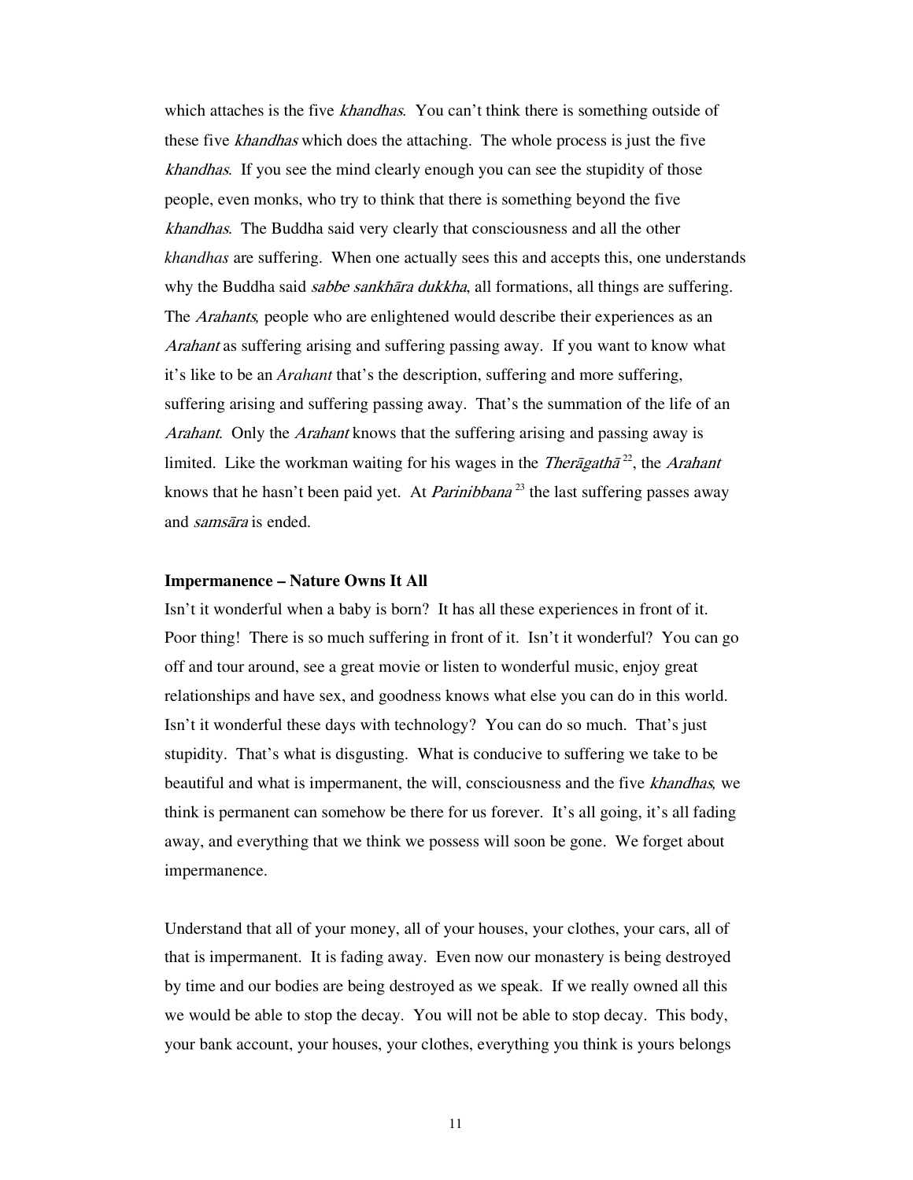which attaches is the five *khandhas*. You can't think there is something outside of these five *khandhas* which does the attaching. The whole process is just the five *khandhas*. If you see the mind clearly enough you can see the stupidity of those people, even monks, who try to think that there is something beyond the five *khandhas*. The Buddha said very clearly that consciousness and all the other *khandhas* are suffering. When one actually sees this and accepts this, one understands why the Buddha said *sabbe sankhāra dukkha*, all formations, all things are suffering. The *Arahants,* people who are enlightened would describe their experiences as an *Arahant* as suffering arising and suffering passing away. If you want to know what it's like to be an *Arahant* that's the description, suffering and more suffering, suffering arising and suffering passing away. That's the summation of the life of an *Arahant*. Only the *Arahant* knows that the suffering arising and passing away is limited. Like the workman waiting for his wages in the *Therāgathā* [22], the *Arahant* knows that he hasn't been paid yet. At *Parinibbana* [23] the last suffering passes away and *samsāra* is ended.

**Impermanence – Nature Owns It All**

Isn't it wonderful when a baby is born? It has all these experiences in front of it. Poor thing! There is so much suffering in front of it. Isn't it wonderful? You can go off and tour around, see a great movie or listen to wonderful music, enjoy great relationships and have sex, and goodness knows what else you can do in this world. Isn't it wonderful these days with technology? You can do so much. That's just stupidity. That's what is disgusting. What is conducive to suffering we take to be beautiful and what is impermanent, the will, consciousness and the five *khandhas,* we think is permanent can somehow be there for us forever. It's all going, it's all fading away, and everything that we think we possess will soon be gone. We forget about impermanence.

Understand that all of your money, all of your houses, your clothes, your cars, all of that is impermanent. It is fading away. Even now our monastery is being destroyed by time and our bodies are being destroyed as we speak. If we really owned all this we would be able to stop the decay. You will not be able to stop decay. This body, your bank account, your houses, your clothes, everything you think is yours belongs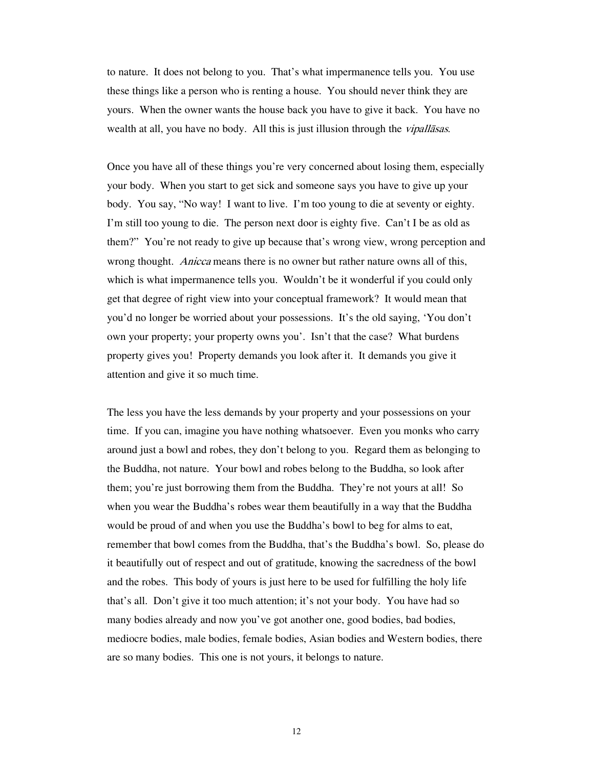to nature. It does not belong to you. That's what impermanence tells you. You use these things like a person who is renting a house. You should never think they are yours. When the owner wants the house back you have to give it back. You have no wealth at all, you have no body. All this is just illusion through the *vipallāsas*.

Once you have all of these things you're very concerned about losing them, especially your body. When you start to get sick and someone says you have to give up your body. You say, "No way! I want to live. I'm too young to die at seventy or eighty. I'm still too young to die. The person next door is eighty five. Can't I be as old as them?" You're not ready to give up because that's wrong view, wrong perception and wrong thought. *Anicca* means there is no owner but rather nature owns all of this, which is what impermanence tells you. Wouldn't be it wonderful if you could only get that degree of right view into your conceptual framework? It would mean that you'd no longer be worried about your possessions. It's the old saying, 'You don't own your property; your property owns you'. Isn't that the case? What burdens property gives you! Property demands you look after it. It demands you give it attention and give it so much time.

The less you have the less demands by your property and your possessions on your time. If you can, imagine you have nothing whatsoever. Even you monks who carry around just a bowl and robes, they don't belong to you. Regard them as belonging to the Buddha, not nature. Your bowl and robes belong to the Buddha, so look after them; you're just borrowing them from the Buddha. They're not yours at all! So when you wear the Buddha's robes wear them beautifully in a way that the Buddha would be proud of and when you use the Buddha's bowl to beg for alms to eat, remember that bowl comes from the Buddha, that's the Buddha's bowl. So, please do it beautifully out of respect and out of gratitude, knowing the sacredness of the bowl and the robes. This body of yours is just here to be used for fulfilling the holy life that's all. Don't give it too much attention; it's not your body. You have had so many bodies already and now you've got another one, good bodies, bad bodies, mediocre bodies, male bodies, female bodies, Asian bodies and Western bodies, there are so many bodies. This one is not yours, it belongs to nature.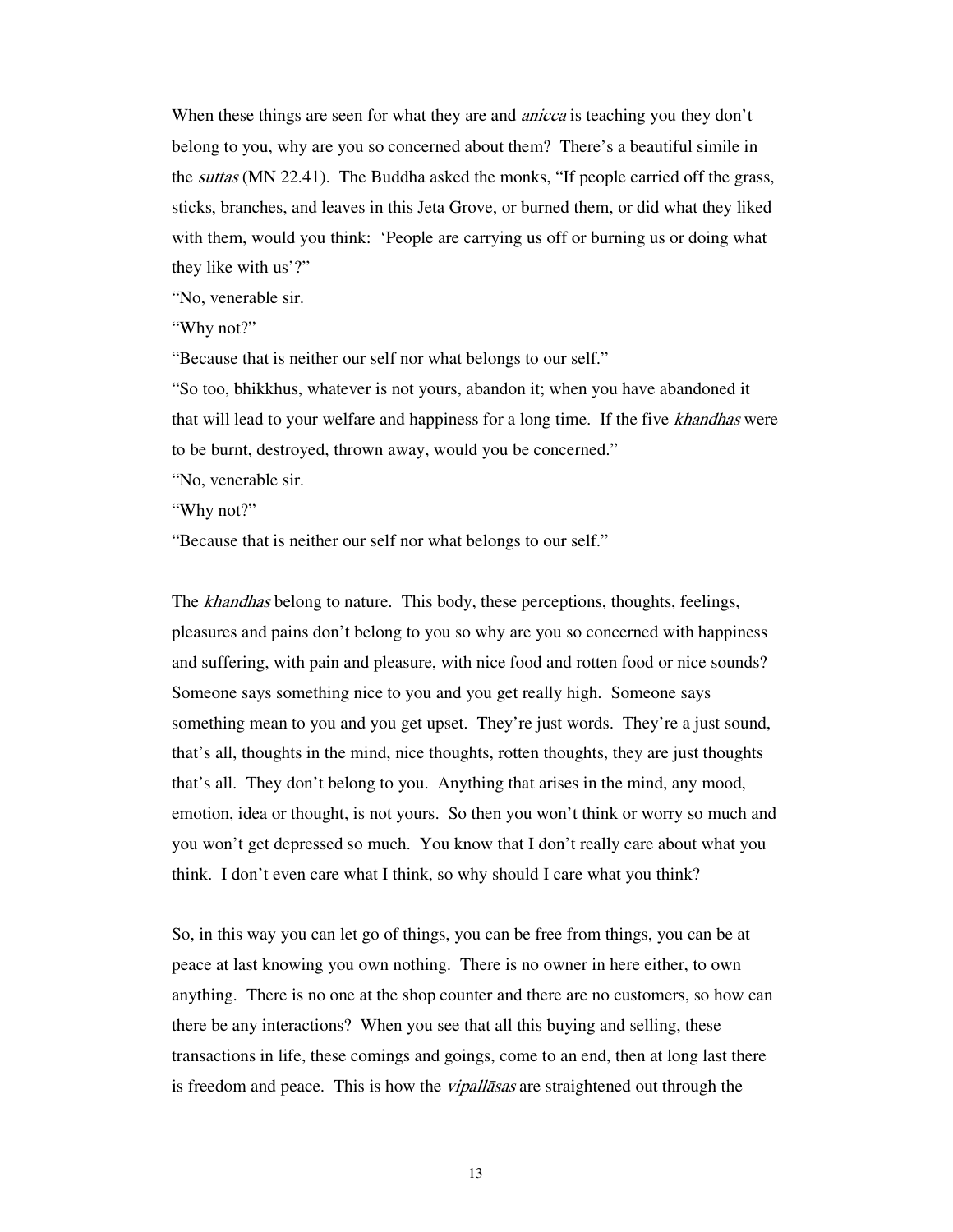When these things are seen for what they are and *anicca* is teaching you they don't belong to you, why are you so concerned about them? There's a beautiful simile in the *suttas* (MN 22.41). The Buddha asked the monks, "If people carried off the grass, sticks, branches, and leaves in this Jeta Grove, or burned them, or did what they liked with them, would you think: 'People are carrying us off or burning us or doing what they like with us'?"

"No, venerable sir.

"Why not?"

"Because that is neither our self nor what belongs to our self."

"So too, bhikkhus, whatever is not yours, abandon it; when you have abandoned it that will lead to your welfare and happiness for a long time. If the five *khandhas* were to be burnt, destroyed, thrown away, would you be concerned."

"No, venerable sir.

"Why not?"

"Because that is neither our self nor what belongs to our self."

The *khandhas* belong to nature. This body, these perceptions, thoughts, feelings, pleasures and pains don't belong to you so why are you so concerned with happiness and suffering, with pain and pleasure, with nice food and rotten food or nice sounds? Someone says something nice to you and you get really high. Someone says something mean to you and you get upset. They're just words. They're a just sound, that's all, thoughts in the mind, nice thoughts, rotten thoughts, they are just thoughts that's all. They don't belong to you. Anything that arises in the mind, any mood, emotion, idea or thought, is not yours. So then you won't think or worry so much and you won't get depressed so much. You know that I don't really care about what you think. I don't even care what I think, so why should I care what you think?

So, in this way you can let go of things, you can be free from things, you can be at peace at last knowing you own nothing. There is no owner in here either, to own anything. There is no one at the shop counter and there are no customers, so how can there be any interactions? When you see that all this buying and selling, these transactions in life, these comings and goings, come to an end, then at long last there is freedom and peace. This is how the *vipallāsas* are straightened out through the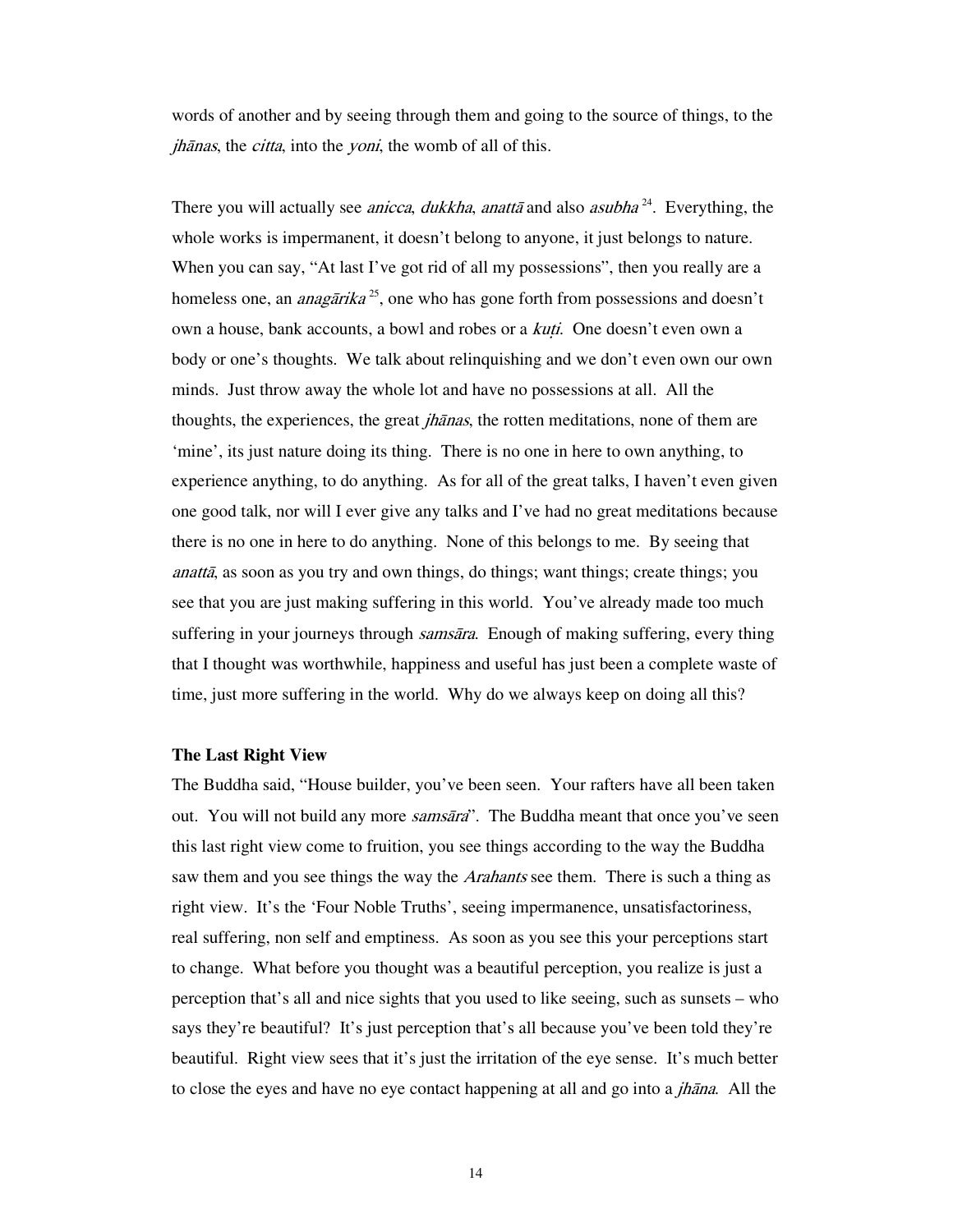words of another and by seeing through them and going to the source of things, to the *jhānas*, the *citta*, into the *yoni*, the womb of all of this.

There you will actually see *anicca*, *dukkha*, *anattā* and also *asubha* [24]. Everything, the whole works is impermanent, it doesn't belong to anyone, it just belongs to nature. When you can say, "At last I've got rid of all my possessions", then you really are a homeless one, an *anagārika* [25], one who has gone forth from possessions and doesn't own a house, bank accounts, a bowl and robes or a *kuṭi*. One doesn't even own a body or one's thoughts. We talk about relinquishing and we don't even own our own minds. Just throw away the whole lot and have no possessions at all. All the thoughts, the experiences, the great *jhānas*, the rotten meditations, none of them are 'mine', its just nature doing its thing. There is no one in here to own anything, to experience anything, to do anything. As for all of the great talks, I haven't even given one good talk, nor will I ever give any talks and I've had no great meditations because there is no one in here to do anything. None of this belongs to me. By seeing that *anattā*, as soon as you try and own things, do things; want things; create things; you see that you are just making suffering in this world. You've already made too much suffering in your journeys through *samsāra*. Enough of making suffering, every thing that I thought was worthwhile, happiness and useful has just been a complete waste of time, just more suffering in the world. Why do we always keep on doing all this?

**The Last Right View**

The Buddha said, "House builder, you've been seen. Your rafters have all been taken out. You will not build any more *samsāra*". The Buddha meant that once you've seen this last right view come to fruition, you see things according to the way the Buddha saw them and you see things the way the *Arahants* see them. There is such a thing as right view. It's the 'Four Noble Truths', seeing impermanence, unsatisfactoriness, real suffering, non self and emptiness. As soon as you see this your perceptions start to change. What before you thought was a beautiful perception, you realize is just a perception that's all and nice sights that you used to like seeing, such as sunsets – who says they're beautiful? It's just perception that's all because you've been told they're beautiful. Right view sees that it's just the irritation of the eye sense. It's much better to close the eyes and have no eye contact happening at all and go into a *jhāna*. All the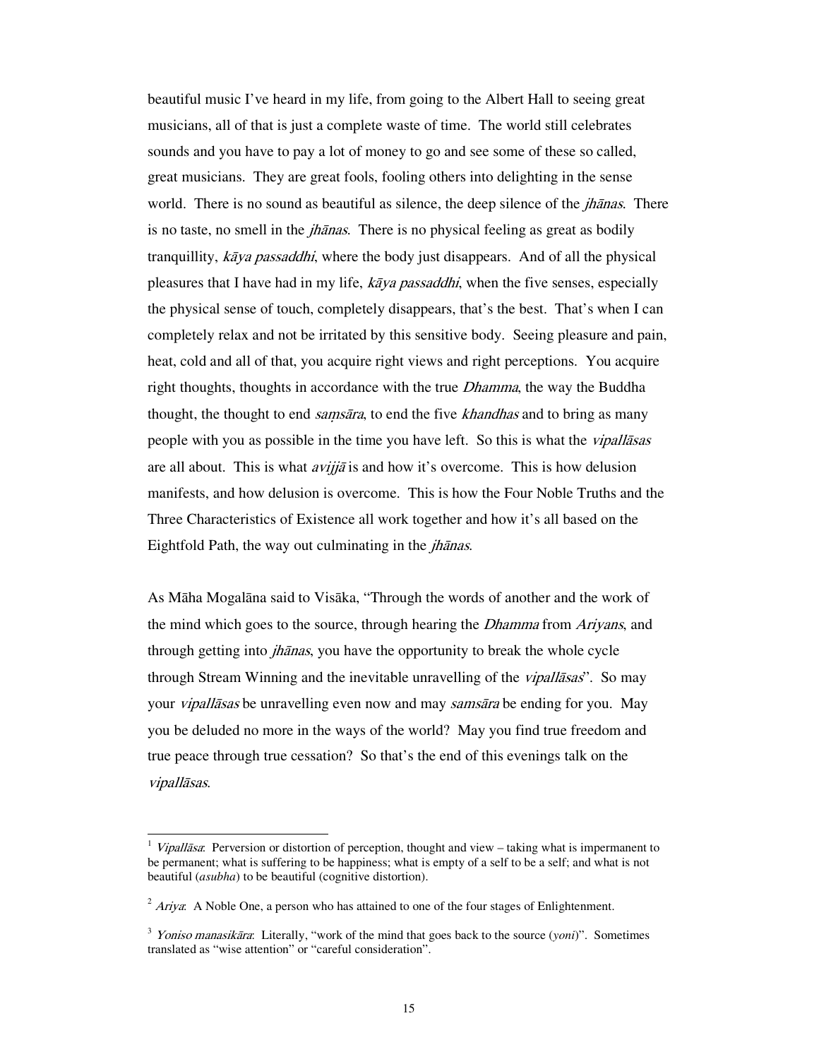beautiful music I've heard in my life, from going to the Albert Hall to seeing great musicians, all of that is just a complete waste of time. The world still celebrates sounds and you have to pay a lot of money to go and see some of these so called, great musicians. They are great fools, fooling others into delighting in the sense world. There is no sound as beautiful as silence, the deep silence of the *jhānas*. There is no taste, no smell in the *jhānas*. There is no physical feeling as great as bodily tranquillity, *kāya passaddhi*, where the body just disappears. And of all the physical pleasures that I have had in my life, *kāya passaddhi*, when the five senses, especially the physical sense of touch, completely disappears, that's the best. That's when I can completely relax and not be irritated by this sensitive body. Seeing pleasure and pain, heat, cold and all of that, you acquire right views and right perceptions. You acquire right thoughts, thoughts in accordance with the true *Dhamma*, the way the Buddha thought, the thought to end *saṃsāra*, to end the five *khandhas* and to bring as many people with you as possible in the time you have left. So this is what the *vipallāsas* are all about. This is what *avijjā* is and how it's overcome. This is how delusion manifests, and how delusion is overcome. This is how the Four Noble Truths and the Three Characteristics of Existence all work together and how it's all based on the Eightfold Path, the way out culminating in the *jhānas*.

As Māha Mogalāna said to Visāka, "Through the words of another and the work of the mind which goes to the source, through hearing the *Dhamma* from *Ariyans*, and through getting into *jhānas*, you have the opportunity to break the whole cycle through Stream Winning and the inevitable unravelling of the *vipallāsas*". So may your *vipallāsas* be unravelling even now and may *samsāra* be ending for you. May you be deluded no more in the ways of the world? May you find true freedom and true peace through true cessation? So that's the end of this evenings talk on the *vipallāsas*.

---

[1] *Vipallāsa*: Perversion or distortion of perception, thought and view – taking what is impermanent to be permanent; what is suffering to be happiness; what is empty of a self to be a self; and what is not beautiful (*asubha*) to be beautiful (cognitive distortion).

[2] *Ariya*: A Noble One, a person who has attained to one of the four stages of Enlightenment.

[3] *Yoniso manasikāra*: Literally, "work of the mind that goes back to the source (*yoni*)". Sometimes translated as "wise attention" or "careful consideration".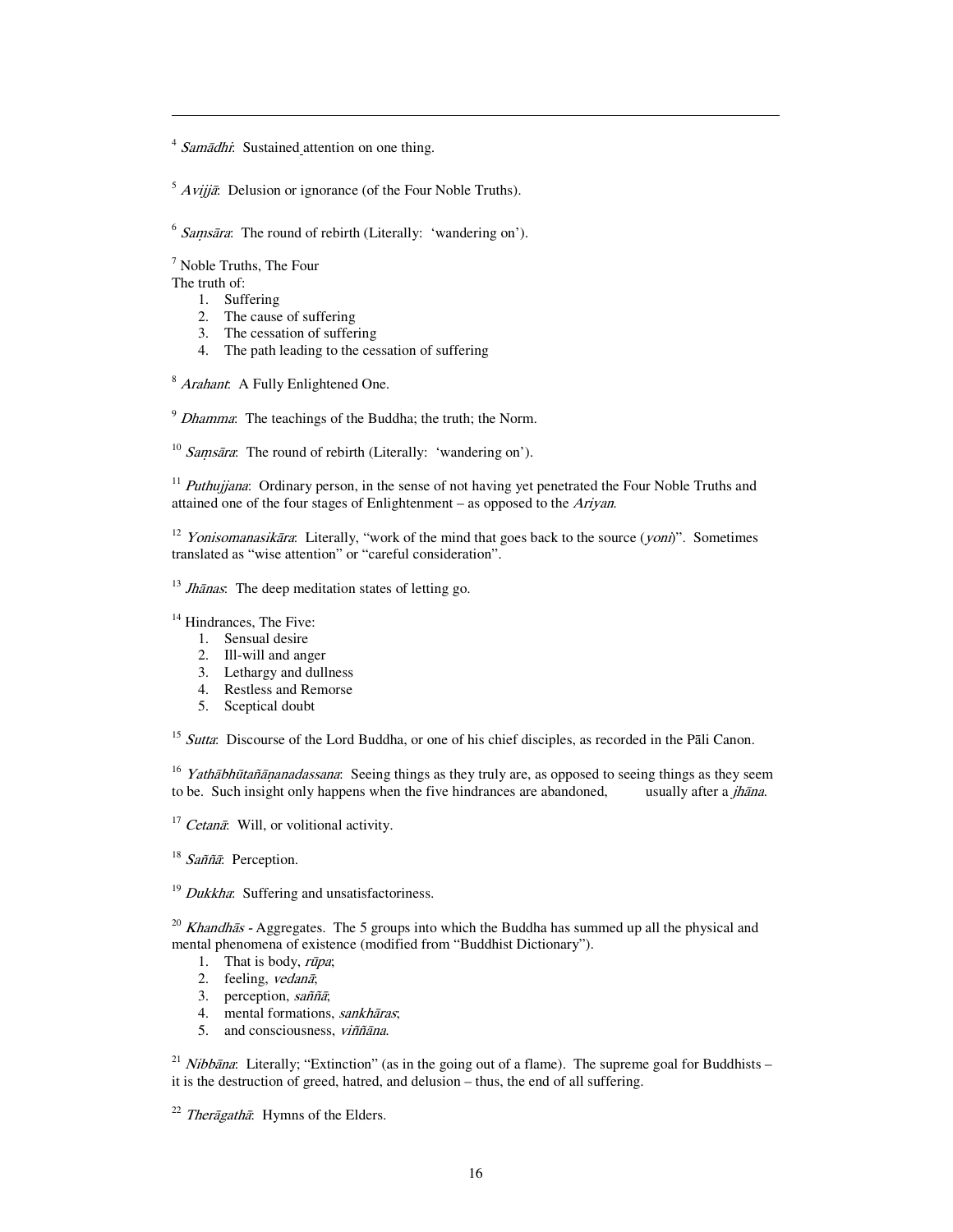[4] *Samādhi*: Sustained attention on one thing.

[5] *Avijjā*: Delusion or ignorance (of the Four Noble Truths).

[6] *Saṃsāra*: The round of rebirth (Literally: 'wandering on').

[7] Noble Truths, The Four
The truth of:

1. Suffering
2. The cause of suffering
3. The cessation of suffering
4. The path leading to the cessation of suffering

[8] *Arahant*: A Fully Enlightened One.

[9] *Dhamma*: The teachings of the Buddha; the truth; the Norm.

[10] *Saṃsāra*: The round of rebirth (Literally: 'wandering on').

[11] *Puthujjana*: Ordinary person, in the sense of not having yet penetrated the Four Noble Truths and attained one of the four stages of Enlightenment – as opposed to the *Ariyan*.

[12] *Yonisomanasikāra*: Literally, "work of the mind that goes back to the source (*yoni*)". Sometimes translated as "wise attention" or "careful consideration".

[13] *Jhānas*: The deep meditation states of letting go.

[14] Hindrances, The Five:

1. Sensual desire
2. Ill-will and anger
3. Lethargy and dullness
4. Restless and Remorse
5. Sceptical doubt

[15] *Sutta*: Discourse of the Lord Buddha, or one of his chief disciples, as recorded in the Pāli Canon.

[16] *Yathābhūtañāṇanadassana*: Seeing things as they truly are, as opposed to seeing things as they seem to be. Such insight only happens when the five hindrances are abandoned, usually after a *jhāna*.

[17] *Cetanā*: Will, or volitional activity.

[18] *Saññā*: Perception.

[19] *Dukkha*: Suffering and unsatisfactoriness.

[20] *Khandhās* - Aggregates. The 5 groups into which the Buddha has summed up all the physical and mental phenomena of existence (modified from "Buddhist Dictionary").

1. That is body, *rūpa*;
2. feeling, *vedanā*;
3. perception, *saññā*;
4. mental formations, *sankhāras*;
5. and consciousness, *viññāna*.

[21] *Nibbāna*: Literally; "Extinction" (as in the going out of a flame). The supreme goal for Buddhists – it is the destruction of greed, hatred, and delusion – thus, the end of all suffering.

[22] *Therāgathā*: Hymns of the Elders.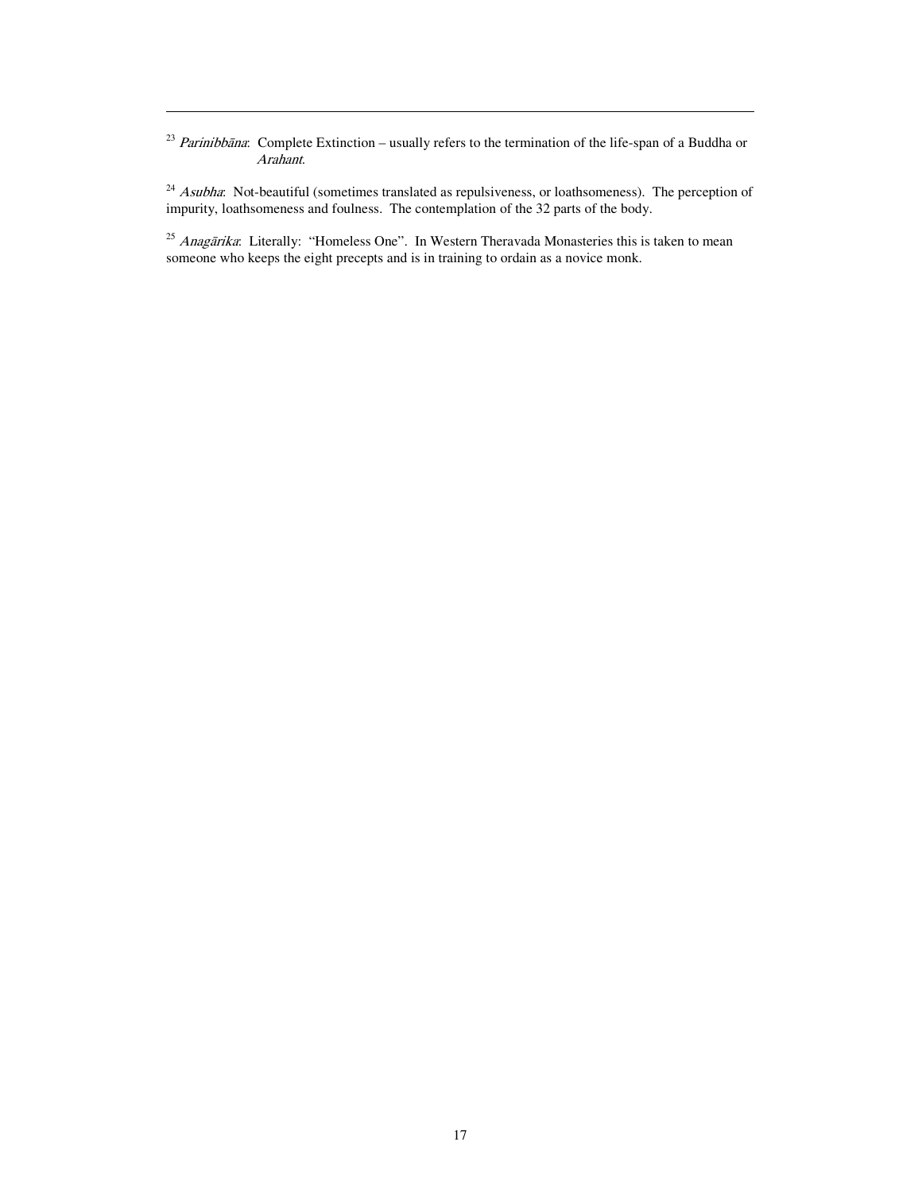[23] *Parinibbāna*: Complete Extinction – usually refers to the termination of the life-span of a Buddha or *Arahant*.

[24] *Asubha*: Not-beautiful (sometimes translated as repulsiveness, or loathsomeness). The perception of impurity, loathsomeness and foulness. The contemplation of the 32 parts of the body.

[25] *Anagārika*: Literally: "Homeless One". In Western Theravada Monasteries this is taken to mean someone who keeps the eight precepts and is in training to ordain as a novice monk.